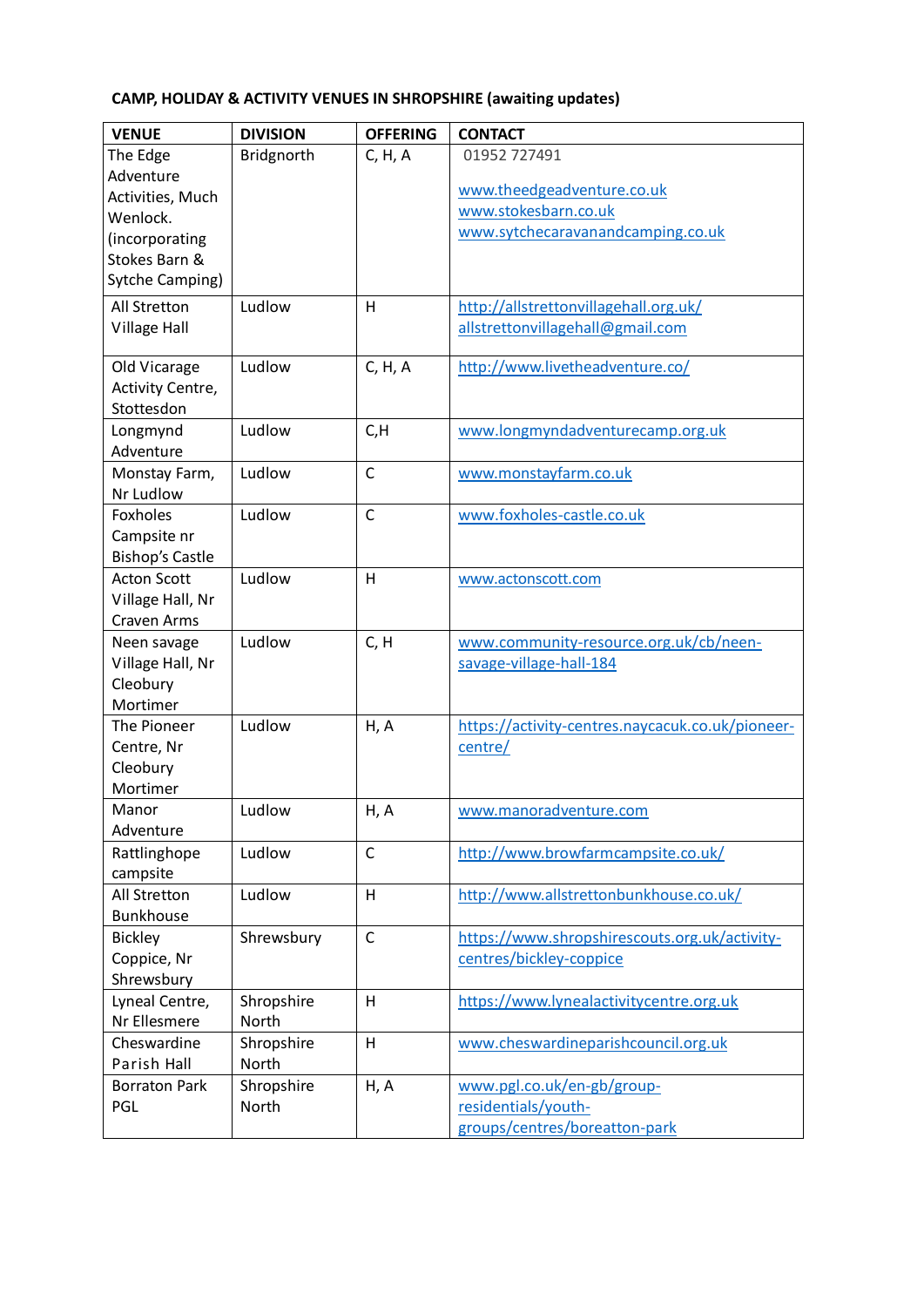**CAMP, HOLIDAY & ACTIVITY VENUES IN SHROPSHIRE (awaiting updates)**

| VENUE | DIVISION | OFFERING | CONTACT |
|---|---|---|---|
| The Edge Adventure Activities, Much Wenlock. (incorporating Stokes Barn & Sytche Camping) | Bridgnorth | C, H, A | 01952 727491<br>www.theedgeadventure.co.uk<br>www.stokesbarn.co.uk<br>www.sytchecaravanandcamping.co.uk |
| All Stretton Village Hall | Ludlow | H | http://allstrettonvillagehall.org.uk/<br>allstrettonvillagehall@gmail.com |
| Old Vicarage Activity Centre, Stottesdon | Ludlow | C, H, A | http://www.livetheadventure.co/ |
| Longmynd Adventure | Ludlow | C,H | www.longmyndadventurecamp.org.uk |
| Monstay Farm, Nr Ludlow | Ludlow | C | www.monstayfarm.co.uk |
| Foxholes Campsite nr Bishop's Castle | Ludlow | C | www.foxholes-castle.co.uk |
| Acton Scott Village Hall, Nr Craven Arms | Ludlow | H | www.actonscott.com |
| Neen savage Village Hall, Nr Cleobury Mortimer | Ludlow | C, H | www.community-resource.org.uk/cb/neen-savage-village-hall-184 |
| The Pioneer Centre, Nr Cleobury Mortimer | Ludlow | H, A | https://activity-centres.naycacuk.co.uk/pioneer-centre/ |
| Manor Adventure | Ludlow | H, A | www.manoradventure.com |
| Rattlinghope campsite | Ludlow | C | http://www.browfarmcampsite.co.uk/ |
| All Stretton Bunkhouse | Ludlow | H | http://www.allstrettonbunkhouse.co.uk/ |
| Bickley Coppice, Nr Shrewsbury | Shrewsbury | C | https://www.shropshirescouts.org.uk/activity-centres/bickley-coppice |
| Lyneal Centre, Nr Ellesmere | Shropshire North | H | https://www.lynealactivitycentre.org.uk |
| Cheswardine Parish Hall | Shropshire North | H | www.cheswardineparishcouncil.org.uk |
| Borraton Park PGL | Shropshire North | H, A | www.pgl.co.uk/en-gb/group-residentials/youth-groups/centres/boreatton-park |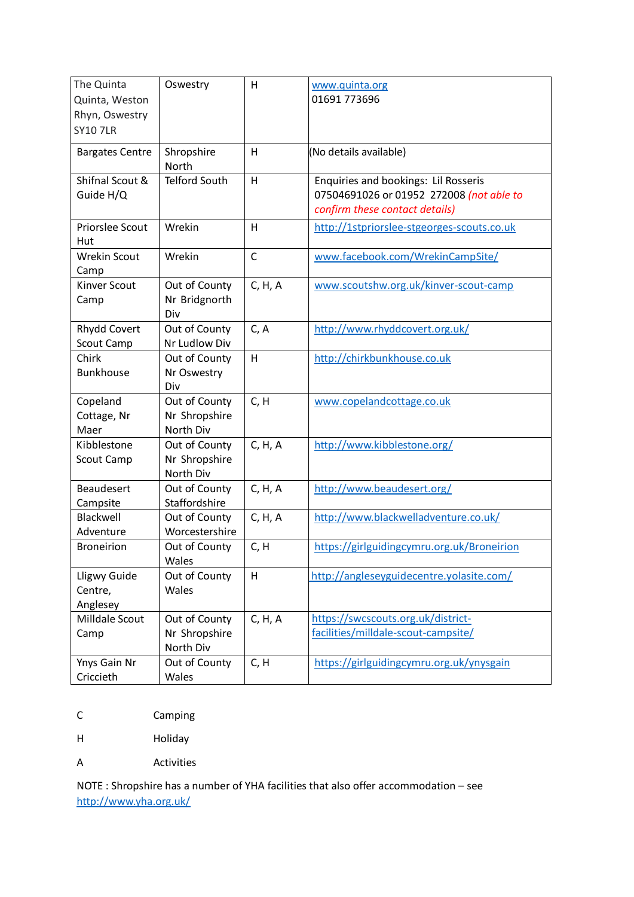| | | | |
|---|---|---|---|
| The Quinta Quinta, Weston Rhyn, Oswestry SY10 7LR | Oswestry | H | www.quinta.org 01691 773696 |
| Bargates Centre | Shropshire North | H | (No details available) |
| Shifnal Scout & Guide H/Q | Telford South | H | Enquiries and bookings: Lil Rosseris 07504691026 or 01952 272008 *(not able to confirm these contact details)* |
| Priorslee Scout Hut | Wrekin | H | http://1stpriorslee-stgeorges-scouts.co.uk |
| Wrekin Scout Camp | Wrekin | C | www.facebook.com/WrekinCampSite/ |
| Kinver Scout Camp | Out of County Nr Bridgnorth Div | C, H, A | www.scoutshw.org.uk/kinver-scout-camp |
| Rhydd Covert Scout Camp | Out of County Nr Ludlow Div | C, A | http://www.rhyddcovert.org.uk/ |
| Chirk Bunkhouse | Out of County Nr Oswestry Div | H | http://chirkbunkhouse.co.uk |
| Copeland Cottage, Nr Maer | Out of County Nr Shropshire North Div | C, H | www.copelandcottage.co.uk |
| Kibblestone Scout Camp | Out of County Nr Shropshire North Div | C, H, A | http://www.kibblestone.org/ |
| Beaudesert Campsite | Out of County Staffordshire | C, H, A | http://www.beaudesert.org/ |
| Blackwell Adventure | Out of County Worcestershire | C, H, A | http://www.blackwelladventure.co.uk/ |
| Broneirion | Out of County Wales | C, H | https://girlguidingcymru.org.uk/Broneirion |
| Lligwy Guide Centre, Anglesey | Out of County Wales | H | http://angleseyguidecentre.yolasite.com/ |
| Milldale Scout Camp | Out of County Nr Shropshire North Div | C, H, A | https://swcscouts.org.uk/district-facilities/milldale-scout-campsite/ |
| Ynys Gain Nr Criccieth | Out of County Wales | C, H | https://girlguidingcymru.org.uk/ynysgain |

C Camping

H Holiday

A Activities

NOTE : Shropshire has a number of YHA facilities that also offer accommodation – see http://www.yha.org.uk/